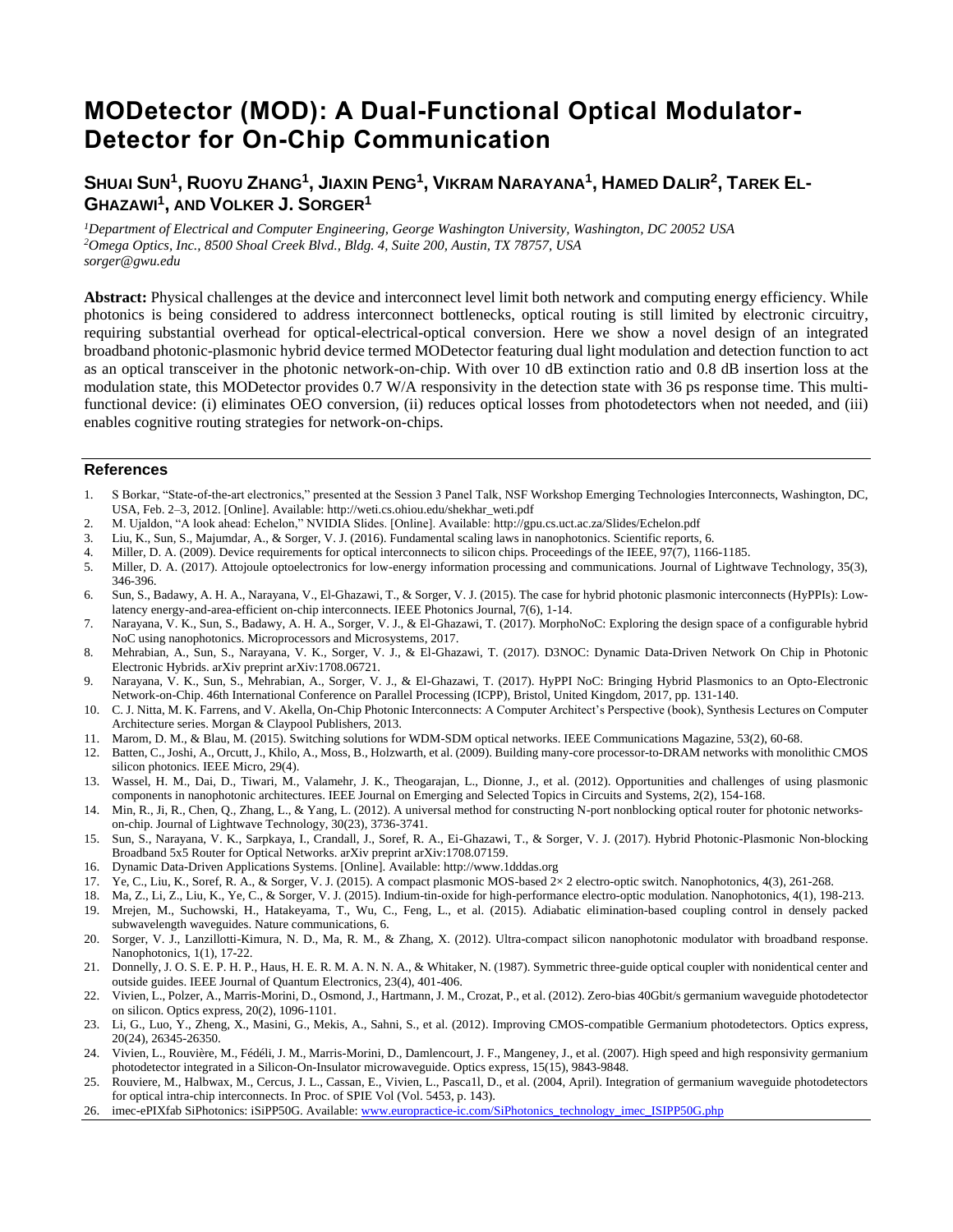# MODetector (MOD): A Dual-Functional Optical Modulator-Detector for On-Chip Communication

## Shuai Sun[1], Ruoyu Zhang[1], Jiaxin Peng[1], Vikram Narayana[1], Hamed Dalir[2], Tarek El-Ghazawi[1], and Volker J. Sorger[1]

*[1]Department of Electrical and Computer Engineering, George Washington University, Washington, DC 20052 USA*
*[2]Omega Optics, Inc., 8500 Shoal Creek Blvd., Bldg. 4, Suite 200, Austin, TX 78757, USA*
*sorger@gwu.edu*

**Abstract:** Physical challenges at the device and interconnect level limit both network and computing energy efficiency. While photonics is being considered to address interconnect bottlenecks, optical routing is still limited by electronic circuitry, requiring substantial overhead for optical-electrical-optical conversion. Here we show a novel design of an integrated broadband photonic-plasmonic hybrid device termed MODetector featuring dual light modulation and detection function to act as an optical transceiver in the photonic network-on-chip. With over 10 dB extinction ratio and 0.8 dB insertion loss at the modulation state, this MODetector provides 0.7 W/A responsivity in the detection state with 36 ps response time. This multi-functional device: (i) eliminates OEO conversion, (ii) reduces optical losses from photodetectors when not needed, and (iii) enables cognitive routing strategies for network-on-chips.

## References

1. S Borkar, "State-of-the-art electronics," presented at the Session 3 Panel Talk, NSF Workshop Emerging Technologies Interconnects, Washington, DC, USA, Feb. 2–3, 2012. [Online]. Available: http://weti.cs.ohiou.edu/shekhar_weti.pdf
2. M. Ujaldon, "A look ahead: Echelon," NVIDIA Slides. [Online]. Available: http://gpu.cs.uct.ac.za/Slides/Echelon.pdf
3. Liu, K., Sun, S., Majumdar, A., & Sorger, V. J. (2016). Fundamental scaling laws in nanophotonics. Scientific reports, 6.
4. Miller, D. A. (2009). Device requirements for optical interconnects to silicon chips. Proceedings of the IEEE, 97(7), 1166-1185.
5. Miller, D. A. (2017). Attojoule optoelectronics for low-energy information processing and communications. Journal of Lightwave Technology, 35(3), 346-396.
6. Sun, S., Badawy, A. H. A., Narayana, V., El-Ghazawi, T., & Sorger, V. J. (2015). The case for hybrid photonic plasmonic interconnects (HyPPIs): Low-latency energy-and-area-efficient on-chip interconnects. IEEE Photonics Journal, 7(6), 1-14.
7. Narayana, V. K., Sun, S., Badawy, A. H. A., Sorger, V. J., & El-Ghazawi, T. (2017). MorphoNoC: Exploring the design space of a configurable hybrid NoC using nanophotonics. Microprocessors and Microsystems, 2017.
8. Mehrabian, A., Sun, S., Narayana, V. K., Sorger, V. J., & El-Ghazawi, T. (2017). D3NOC: Dynamic Data-Driven Network On Chip in Photonic Electronic Hybrids. arXiv preprint arXiv:1708.06721.
9. Narayana, V. K., Sun, S., Mehrabian, A., Sorger, V. J., & El-Ghazawi, T. (2017). HyPPI NoC: Bringing Hybrid Plasmonics to an Opto-Electronic Network-on-Chip. 46th International Conference on Parallel Processing (ICPP), Bristol, United Kingdom, 2017, pp. 131-140.
10. C. J. Nitta, M. K. Farrens, and V. Akella, On-Chip Photonic Interconnects: A Computer Architect's Perspective (book), Synthesis Lectures on Computer Architecture series. Morgan & Claypool Publishers, 2013.
11. Marom, D. M., & Blau, M. (2015). Switching solutions for WDM-SDM optical networks. IEEE Communications Magazine, 53(2), 60-68.
12. Batten, C., Joshi, A., Orcutt, J., Khilo, A., Moss, B., Holzwarth, et al. (2009). Building many-core processor-to-DRAM networks with monolithic CMOS silicon photonics. IEEE Micro, 29(4).
13. Wassel, H. M., Dai, D., Tiwari, M., Valamehr, J. K., Theogarajan, L., Dionne, J., et al. (2012). Opportunities and challenges of using plasmonic components in nanophotonic architectures. IEEE Journal on Emerging and Selected Topics in Circuits and Systems, 2(2), 154-168.
14. Min, R., Ji, R., Chen, Q., Zhang, L., & Yang, L. (2012). A universal method for constructing N-port nonblocking optical router for photonic networks-on-chip. Journal of Lightwave Technology, 30(23), 3736-3741.
15. Sun, S., Narayana, V. K., Sarpkaya, I., Crandall, J., Soref, R. A., Ei-Ghazawi, T., & Sorger, V. J. (2017). Hybrid Photonic-Plasmonic Non-blocking Broadband 5x5 Router for Optical Networks. arXiv preprint arXiv:1708.07159.
16. Dynamic Data-Driven Applications Systems. [Online]. Available: http://www.1dddas.org
17. Ye, C., Liu, K., Soref, R. A., & Sorger, V. J. (2015). A compact plasmonic MOS-based 2× 2 electro-optic switch. Nanophotonics, 4(3), 261-268.
18. Ma, Z., Li, Z., Liu, K., Ye, C., & Sorger, V. J. (2015). Indium-tin-oxide for high-performance electro-optic modulation. Nanophotonics, 4(1), 198-213.
19. Mrejen, M., Suchowski, H., Hatakeyama, T., Wu, C., Feng, L., et al. (2015). Adiabatic elimination-based coupling control in densely packed subwavelength waveguides. Nature communications, 6.
20. Sorger, V. J., Lanzillotti-Kimura, N. D., Ma, R. M., & Zhang, X. (2012). Ultra-compact silicon nanophotonic modulator with broadband response. Nanophotonics, 1(1), 17-22.
21. Donnelly, J. O. S. E. P. H. P., Haus, H. E. R. M. A. N. N. A., & Whitaker, N. (1987). Symmetric three-guide optical coupler with nonidentical center and outside guides. IEEE Journal of Quantum Electronics, 23(4), 401-406.
22. Vivien, L., Polzer, A., Marris-Morini, D., Osmond, J., Hartmann, J. M., Crozat, P., et al. (2012). Zero-bias 40Gbit/s germanium waveguide photodetector on silicon. Optics express, 20(2), 1096-1101.
23. Li, G., Luo, Y., Zheng, X., Masini, G., Mekis, A., Sahni, S., et al. (2012). Improving CMOS-compatible Germanium photodetectors. Optics express, 20(24), 26345-26350.
24. Vivien, L., Rouvière, M., Fédéli, J. M., Marris-Morini, D., Damlencourt, J. F., Mangeney, J., et al. (2007). High speed and high responsivity germanium photodetector integrated in a Silicon-On-Insulator microwaveguide. Optics express, 15(15), 9843-9848.
25. Rouviere, M., Halbwax, M., Cercus, J. L., Cassan, E., Vivien, L., Pasca1l, D., et al. (2004, April). Integration of germanium waveguide photodetectors for optical intra-chip interconnects. In Proc. of SPIE Vol (Vol. 5453, p. 143).
26. imec-ePIXfab SiPhotonics: iSiPP50G. Available: www.europractice-ic.com/SiPhotonics_technology_imec_ISIPP50G.php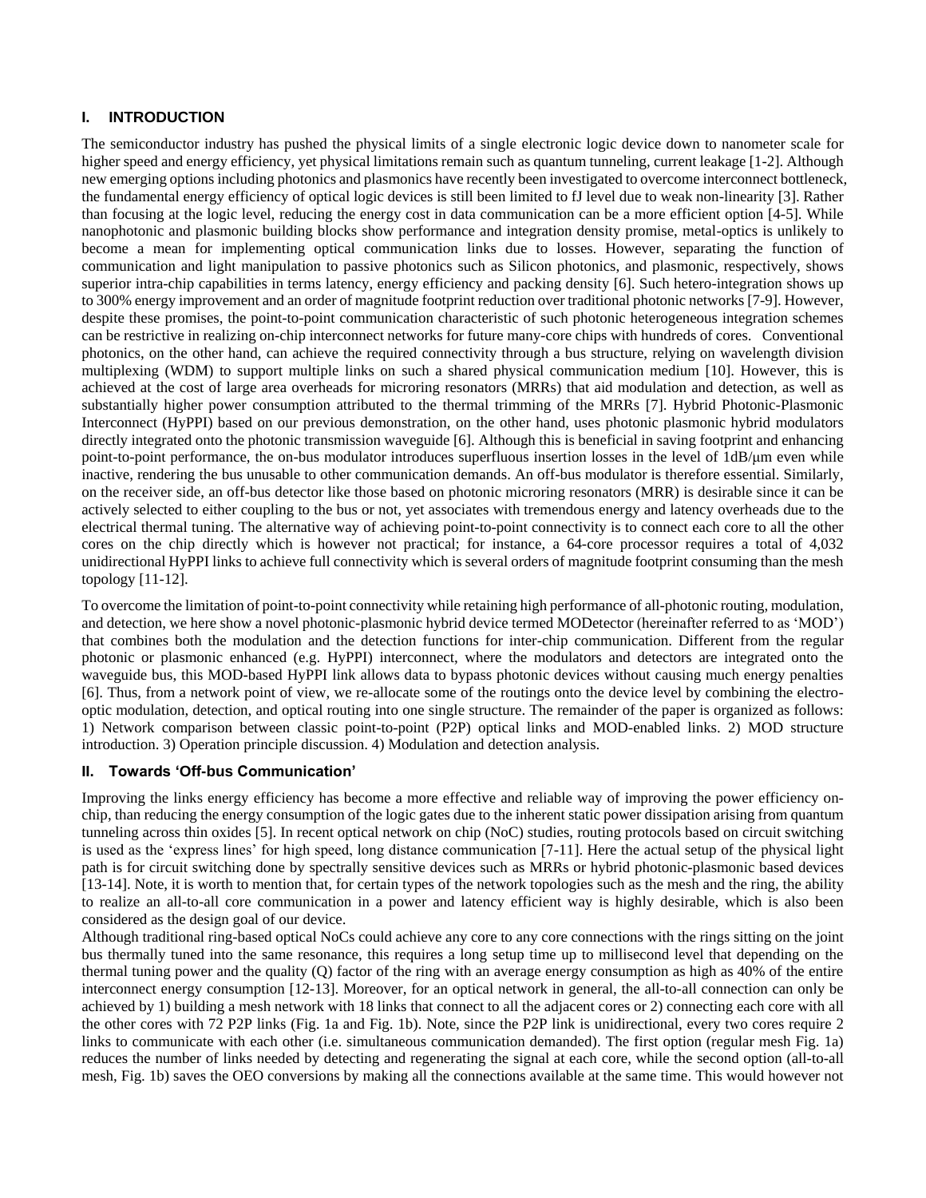## I. INTRODUCTION

The semiconductor industry has pushed the physical limits of a single electronic logic device down to nanometer scale for higher speed and energy efficiency, yet physical limitations remain such as quantum tunneling, current leakage [1-2]. Although new emerging options including photonics and plasmonics have recently been investigated to overcome interconnect bottleneck, the fundamental energy efficiency of optical logic devices is still been limited to fJ level due to weak non-linearity [3]. Rather than focusing at the logic level, reducing the energy cost in data communication can be a more efficient option [4-5]. While nanophotonic and plasmonic building blocks show performance and integration density promise, metal-optics is unlikely to become a mean for implementing optical communication links due to losses. However, separating the function of communication and light manipulation to passive photonics such as Silicon photonics, and plasmonic, respectively, shows superior intra-chip capabilities in terms latency, energy efficiency and packing density [6]. Such hetero-integration shows up to 300% energy improvement and an order of magnitude footprint reduction over traditional photonic networks [7-9]. However, despite these promises, the point-to-point communication characteristic of such photonic heterogeneous integration schemes can be restrictive in realizing on-chip interconnect networks for future many-core chips with hundreds of cores. Conventional photonics, on the other hand, can achieve the required connectivity through a bus structure, relying on wavelength division multiplexing (WDM) to support multiple links on such a shared physical communication medium [10]. However, this is achieved at the cost of large area overheads for microring resonators (MRRs) that aid modulation and detection, as well as substantially higher power consumption attributed to the thermal trimming of the MRRs [7]. Hybrid Photonic-Plasmonic Interconnect (HyPPI) based on our previous demonstration, on the other hand, uses photonic plasmonic hybrid modulators directly integrated onto the photonic transmission waveguide [6]. Although this is beneficial in saving footprint and enhancing point-to-point performance, the on-bus modulator introduces superfluous insertion losses in the level of 1dB/μm even while inactive, rendering the bus unusable to other communication demands. An off-bus modulator is therefore essential. Similarly, on the receiver side, an off-bus detector like those based on photonic microring resonators (MRR) is desirable since it can be actively selected to either coupling to the bus or not, yet associates with tremendous energy and latency overheads due to the electrical thermal tuning. The alternative way of achieving point-to-point connectivity is to connect each core to all the other cores on the chip directly which is however not practical; for instance, a 64-core processor requires a total of 4,032 unidirectional HyPPI links to achieve full connectivity which is several orders of magnitude footprint consuming than the mesh topology [11-12].

To overcome the limitation of point-to-point connectivity while retaining high performance of all-photonic routing, modulation, and detection, we here show a novel photonic-plasmonic hybrid device termed MODetector (hereinafter referred to as 'MOD') that combines both the modulation and the detection functions for inter-chip communication. Different from the regular photonic or plasmonic enhanced (e.g. HyPPI) interconnect, where the modulators and detectors are integrated onto the waveguide bus, this MOD-based HyPPI link allows data to bypass photonic devices without causing much energy penalties [6]. Thus, from a network point of view, we re-allocate some of the routings onto the device level by combining the electro-optic modulation, detection, and optical routing into one single structure. The remainder of the paper is organized as follows: 1) Network comparison between classic point-to-point (P2P) optical links and MOD-enabled links. 2) MOD structure introduction. 3) Operation principle discussion. 4) Modulation and detection analysis.

## II. Towards 'Off-bus Communication'

Improving the links energy efficiency has become a more effective and reliable way of improving the power efficiency on-chip, than reducing the energy consumption of the logic gates due to the inherent static power dissipation arising from quantum tunneling across thin oxides [5]. In recent optical network on chip (NoC) studies, routing protocols based on circuit switching is used as the 'express lines' for high speed, long distance communication [7-11]. Here the actual setup of the physical light path is for circuit switching done by spectrally sensitive devices such as MRRs or hybrid photonic-plasmonic based devices [13-14]. Note, it is worth to mention that, for certain types of the network topologies such as the mesh and the ring, the ability to realize an all-to-all core communication in a power and latency efficient way is highly desirable, which is also been considered as the design goal of our device.

Although traditional ring-based optical NoCs could achieve any core to any core connections with the rings sitting on the joint bus thermally tuned into the same resonance, this requires a long setup time up to millisecond level that depending on the thermal tuning power and the quality (Q) factor of the ring with an average energy consumption as high as 40% of the entire interconnect energy consumption [12-13]. Moreover, for an optical network in general, the all-to-all connection can only be achieved by 1) building a mesh network with 18 links that connect to all the adjacent cores or 2) connecting each core with all the other cores with 72 P2P links (Fig. 1a and Fig. 1b). Note, since the P2P link is unidirectional, every two cores require 2 links to communicate with each other (i.e. simultaneous communication demanded). The first option (regular mesh Fig. 1a) reduces the number of links needed by detecting and regenerating the signal at each core, while the second option (all-to-all mesh, Fig. 1b) saves the OEO conversions by making all the connections available at the same time. This would however not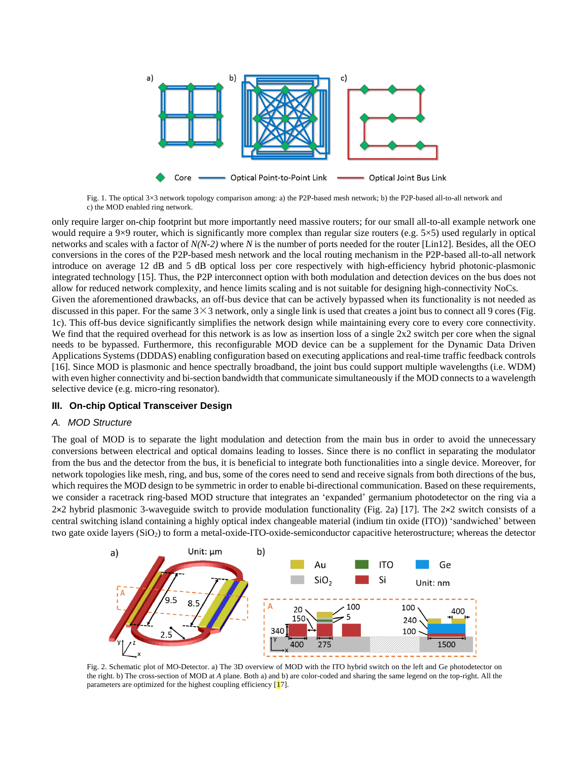Fig. 1. The optical 3×3 network topology comparison among: a) the P2P-based mesh network; b) the P2P-based all-to-all network and c) the MOD enabled ring network.

only require larger on-chip footprint but more importantly need massive routers; for our small all-to-all example network one would require a 9×9 router, which is significantly more complex than regular size routers (e.g. 5×5) used regularly in optical networks and scales with a factor of *N(N-2)* where *N* is the number of ports needed for the router [Lin12]. Besides, all the OEO conversions in the cores of the P2P-based mesh network and the local routing mechanism in the P2P-based all-to-all network introduce on average 12 dB and 5 dB optical loss per core respectively with high-efficiency hybrid photonic-plasmonic integrated technology [15]. Thus, the P2P interconnect option with both modulation and detection devices on the bus does not allow for reduced network complexity, and hence limits scaling and is not suitable for designing high-connectivity NoCs.

Given the aforementioned drawbacks, an off-bus device that can be actively bypassed when its functionality is not needed as discussed in this paper. For the same 3×3 network, only a single link is used that creates a joint bus to connect all 9 cores (Fig. 1c). This off-bus device significantly simplifies the network design while maintaining every core to every core connectivity. We find that the required overhead for this network is as low as insertion loss of a single 2x2 switch per core when the signal needs to be bypassed. Furthermore, this reconfigurable MOD device can be a supplement for the Dynamic Data Driven Applications Systems (DDDAS) enabling configuration based on executing applications and real-time traffic feedback controls [16]. Since MOD is plasmonic and hence spectrally broadband, the joint bus could support multiple wavelengths (i.e. WDM) with even higher connectivity and bi-section bandwidth that communicate simultaneously if the MOD connects to a wavelength selective device (e.g. micro-ring resonator).

## III. On-chip Optical Transceiver Design

### *A. MOD Structure*

The goal of MOD is to separate the light modulation and detection from the main bus in order to avoid the unnecessary conversions between electrical and optical domains leading to losses. Since there is no conflict in separating the modulator from the bus and the detector from the bus, it is beneficial to integrate both functionalities into a single device. Moreover, for network topologies like mesh, ring, and bus, some of the cores need to send and receive signals from both directions of the bus, which requires the MOD design to be symmetric in order to enable bi-directional communication. Based on these requirements, we consider a racetrack ring-based MOD structure that integrates an 'expanded' germanium photodetector on the ring via a 2×2 hybrid plasmonic 3-waveguide switch to provide modulation functionality (Fig. 2a) [17]. The 2×2 switch consists of a central switching island containing a highly optical index changeable material (indium tin oxide (ITO)) 'sandwiched' between two gate oxide layers ($SiO_2$) to form a metal-oxide-ITO-oxide-semiconductor capacitive heterostructure; whereas the detector

Fig. 2. Schematic plot of MO-Detector. a) The 3D overview of MOD with the ITO hybrid switch on the left and Ge photodetector on the right. b) The cross-section of MOD at *A* plane. Both a) and b) are color-coded and sharing the same legend on the top-right. All the parameters are optimized for the highest coupling efficiency [17].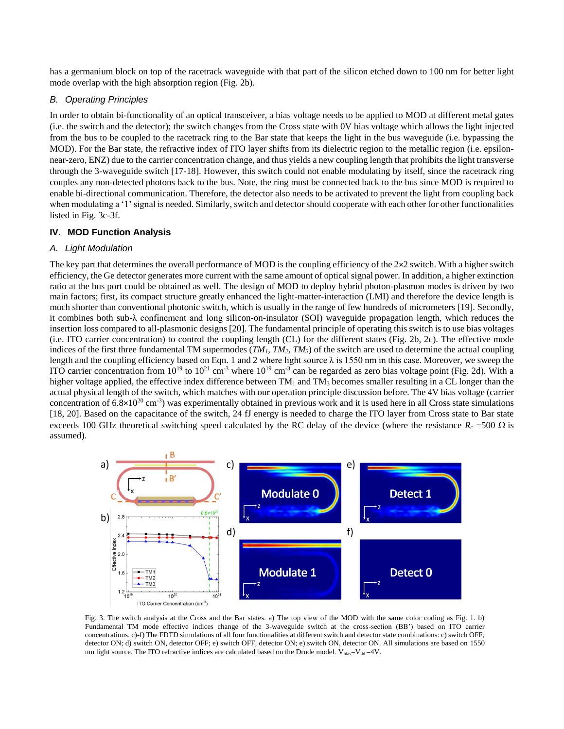has a germanium block on top of the racetrack waveguide with that part of the silicon etched down to 100 nm for better light mode overlap with the high absorption region (Fig. 2b).

### B. Operating Principles

In order to obtain bi-functionality of an optical transceiver, a bias voltage needs to be applied to MOD at different metal gates (i.e. the switch and the detector); the switch changes from the Cross state with 0V bias voltage which allows the light injected from the bus to be coupled to the racetrack ring to the Bar state that keeps the light in the bus waveguide (i.e. bypassing the MOD). For the Bar state, the refractive index of ITO layer shifts from its dielectric region to the metallic region (i.e. epsilon-near-zero, ENZ) due to the carrier concentration change, and thus yields a new coupling length that prohibits the light transverse through the 3-waveguide switch [17-18]. However, this switch could not enable modulating by itself, since the racetrack ring couples any non-detected photons back to the bus. Note, the ring must be connected back to the bus since MOD is required to enable bi-directional communication. Therefore, the detector also needs to be activated to prevent the light from coupling back when modulating a '1' signal is needed. Similarly, switch and detector should cooperate with each other for other functionalities listed in Fig. 3c-3f.

## IV. MOD Function Analysis

### A. Light Modulation

The key part that determines the overall performance of MOD is the coupling efficiency of the 2×2 switch. With a higher switch efficiency, the Ge detector generates more current with the same amount of optical signal power. In addition, a higher extinction ratio at the bus port could be obtained as well. The design of MOD to deploy hybrid photon-plasmon modes is driven by two main factors; first, its compact structure greatly enhanced the light-matter-interaction (LMI) and therefore the device length is much shorter than conventional photonic switch, which is usually in the range of few hundreds of micrometers [19]. Secondly, it combines both sub-λ confinement and long silicon-on-insulator (SOI) waveguide propagation length, which reduces the insertion loss compared to all-plasmonic designs [20]. The fundamental principle of operating this switch is to use bias voltages (i.e. ITO carrier concentration) to control the coupling length (CL) for the different states (Fig. 2b, 2c). The effective mode indices of the first three fundamental TM supermodes ($TM_1$, $TM_2$, $TM_3$) of the switch are used to determine the actual coupling length and the coupling efficiency based on Eqn. 1 and 2 where light source λ is 1550 nm in this case. Moreover, we sweep the ITO carrier concentration from $10^{19}$ to $10^{21}$ cm$^{-3}$ where $10^{19}$ cm$^{-3}$ can be regarded as zero bias voltage point (Fig. 2d). With a higher voltage applied, the effective index difference between $TM_1$ and $TM_3$ becomes smaller resulting in a CL longer than the actual physical length of the switch, which matches with our operation principle discussion before. The 4V bias voltage (carrier concentration of $6.8\times10^{20}$ cm$^{-3}$) was experimentally obtained in previous work and it is used here in all Cross state simulations [18, 20]. Based on the capacitance of the switch, 24 fJ energy is needed to charge the ITO layer from Cross state to Bar state exceeds 100 GHz theoretical switching speed calculated by the RC delay of the device (where the resistance $R_c$ =500 Ω is assumed).

Fig. 3. The switch analysis at the Cross and the Bar states. a) The top view of the MOD with the same color coding as Fig. 1. b) Fundamental TM mode effective indices change of the 3-waveguide switch at the cross-section (BB') based on ITO carrier concentrations. c)-f) The FDTD simulations of all four functionalities at different switch and detector state combinations: c) switch OFF, detector ON; d) switch ON, detector OFF; e) switch OFF, detector ON; e) switch ON, detector ON. All simulations are based on 1550 nm light source. The ITO refractive indices are calculated based on the Drude model. $V_{bias}$=$V_{dd}$ =4V.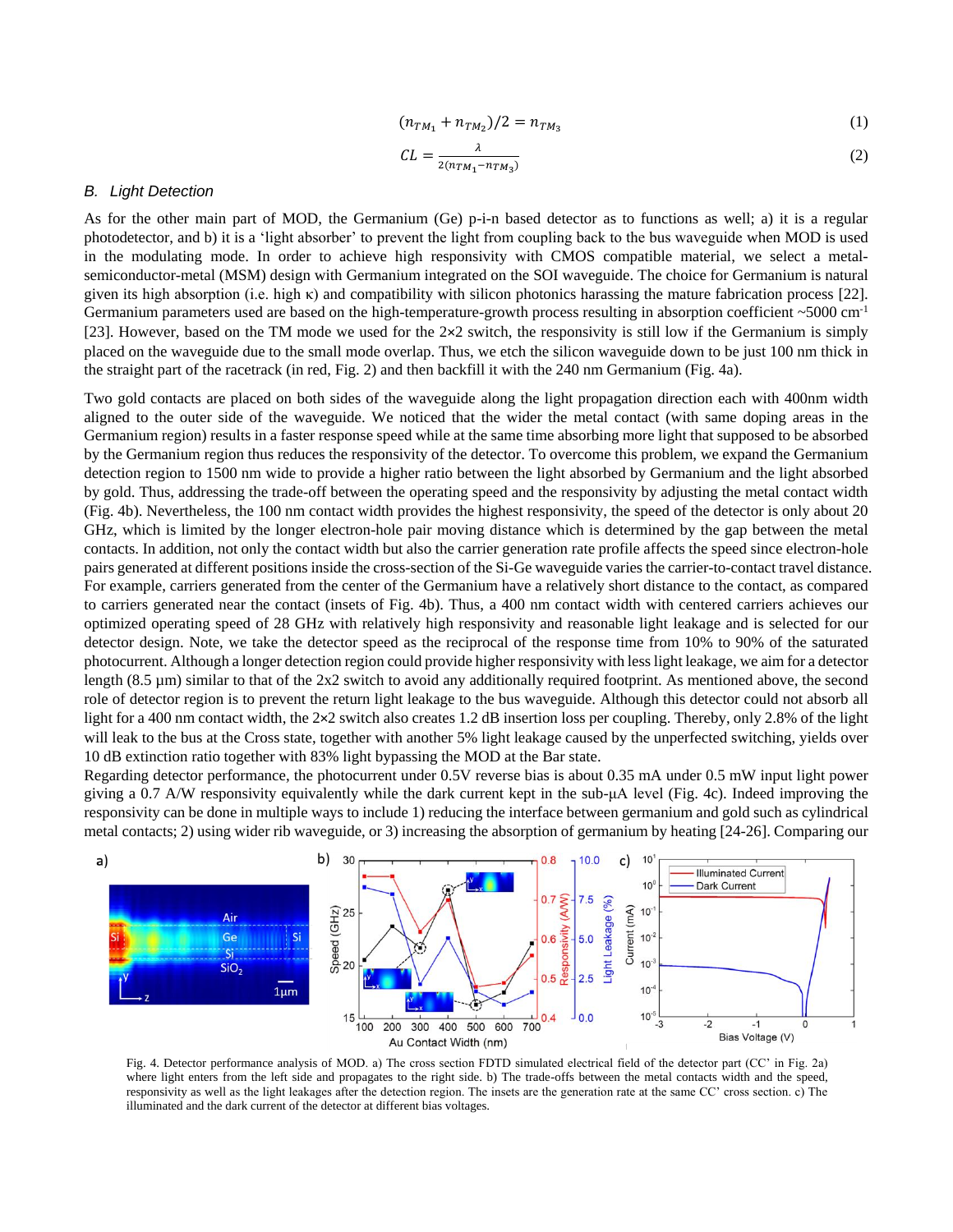$$(n_{TM_1} + n_{TM_2})/2 = n_{TM_3} \tag{1}$$

$$CL = \frac{\lambda}{2(n_{TM_1} - n_{TM_3})} \tag{2}$$

### *B. Light Detection*

As for the other main part of MOD, the Germanium (Ge) p-i-n based detector as to functions as well; a) it is a regular photodetector, and b) it is a 'light absorber' to prevent the light from coupling back to the bus waveguide when MOD is used in the modulating mode. In order to achieve high responsivity with CMOS compatible material, we select a metal-semiconductor-metal (MSM) design with Germanium integrated on the SOI waveguide. The choice for Germanium is natural given its high absorption (i.e. high κ) and compatibility with silicon photonics harassing the mature fabrication process [22]. Germanium parameters used are based on the high-temperature-growth process resulting in absorption coefficient ~5000 $cm^{-1}$ [23]. However, based on the TM mode we used for the 2×2 switch, the responsivity is still low if the Germanium is simply placed on the waveguide due to the small mode overlap. Thus, we etch the silicon waveguide down to be just 100 nm thick in the straight part of the racetrack (in red, Fig. 2) and then backfill it with the 240 nm Germanium (Fig. 4a).

Two gold contacts are placed on both sides of the waveguide along the light propagation direction each with 400nm width aligned to the outer side of the waveguide. We noticed that the wider the metal contact (with same doping areas in the Germanium region) results in a faster response speed while at the same time absorbing more light that supposed to be absorbed by the Germanium region thus reduces the responsivity of the detector. To overcome this problem, we expand the Germanium detection region to 1500 nm wide to provide a higher ratio between the light absorbed by Germanium and the light absorbed by gold. Thus, addressing the trade-off between the operating speed and the responsivity by adjusting the metal contact width (Fig. 4b). Nevertheless, the 100 nm contact width provides the highest responsivity, the speed of the detector is only about 20 GHz, which is limited by the longer electron-hole pair moving distance which is determined by the gap between the metal contacts. In addition, not only the contact width but also the carrier generation rate profile affects the speed since electron-hole pairs generated at different positions inside the cross-section of the Si-Ge waveguide varies the carrier-to-contact travel distance. For example, carriers generated from the center of the Germanium have a relatively short distance to the contact, as compared to carriers generated near the contact (insets of Fig. 4b). Thus, a 400 nm contact width with centered carriers achieves our optimized operating speed of 28 GHz with relatively high responsivity and reasonable light leakage and is selected for our detector design. Note, we take the detector speed as the reciprocal of the response time from 10% to 90% of the saturated photocurrent. Although a longer detection region could provide higher responsivity with less light leakage, we aim for a detector length (8.5 μm) similar to that of the 2x2 switch to avoid any additionally required footprint. As mentioned above, the second role of detector region is to prevent the return light leakage to the bus waveguide. Although this detector could not absorb all light for a 400 nm contact width, the 2×2 switch also creates 1.2 dB insertion loss per coupling. Thereby, only 2.8% of the light will leak to the bus at the Cross state, together with another 5% light leakage caused by the unperfected switching, yields over 10 dB extinction ratio together with 83% light bypassing the MOD at the Bar state.

Regarding detector performance, the photocurrent under 0.5V reverse bias is about 0.35 mA under 0.5 mW input light power giving a 0.7 A/W responsivity equivalently while the dark current kept in the sub-μA level (Fig. 4c). Indeed improving the responsivity can be done in multiple ways to include 1) reducing the interface between germanium and gold such as cylindrical metal contacts; 2) using wider rib waveguide, or 3) increasing the absorption of germanium by heating [24-26]. Comparing our

Fig. 4. Detector performance analysis of MOD. a) The cross section FDTD simulated electrical field of the detector part (CC' in Fig. 2a) where light enters from the left side and propagates to the right side. b) The trade-offs between the metal contacts width and the speed, responsivity as well as the light leakages after the detection region. The insets are the generation rate at the same CC' cross section. c) The illuminated and the dark current of the detector at different bias voltages.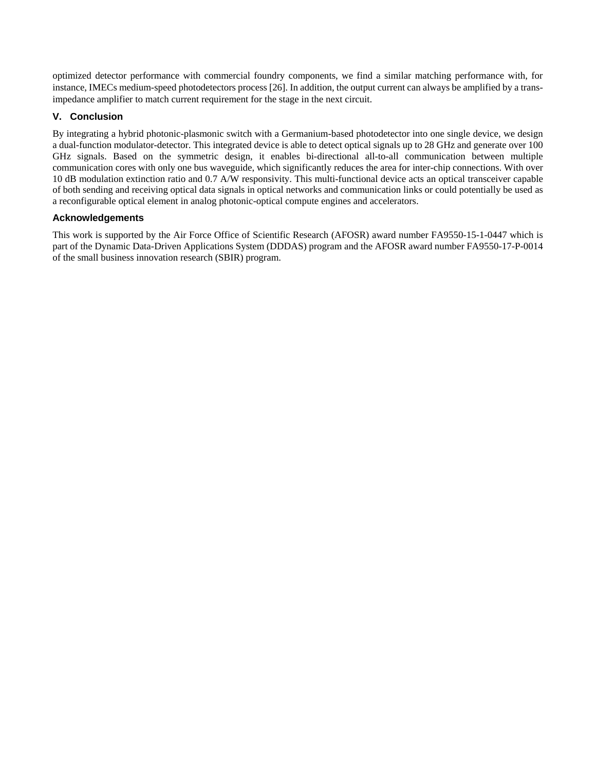optimized detector performance with commercial foundry components, we find a similar matching performance with, for instance, IMECs medium-speed photodetectors process [26]. In addition, the output current can always be amplified by a trans-impedance amplifier to match current requirement for the stage in the next circuit.

## V. Conclusion

By integrating a hybrid photonic-plasmonic switch with a Germanium-based photodetector into one single device, we design a dual-function modulator-detector. This integrated device is able to detect optical signals up to 28 GHz and generate over 100 GHz signals. Based on the symmetric design, it enables bi-directional all-to-all communication between multiple communication cores with only one bus waveguide, which significantly reduces the area for inter-chip connections. With over 10 dB modulation extinction ratio and 0.7 A/W responsivity. This multi-functional device acts an optical transceiver capable of both sending and receiving optical data signals in optical networks and communication links or could potentially be used as a reconfigurable optical element in analog photonic-optical compute engines and accelerators.

## Acknowledgements

This work is supported by the Air Force Office of Scientific Research (AFOSR) award number FA9550-15-1-0447 which is part of the Dynamic Data-Driven Applications System (DDDAS) program and the AFOSR award number FA9550-17-P-0014 of the small business innovation research (SBIR) program.